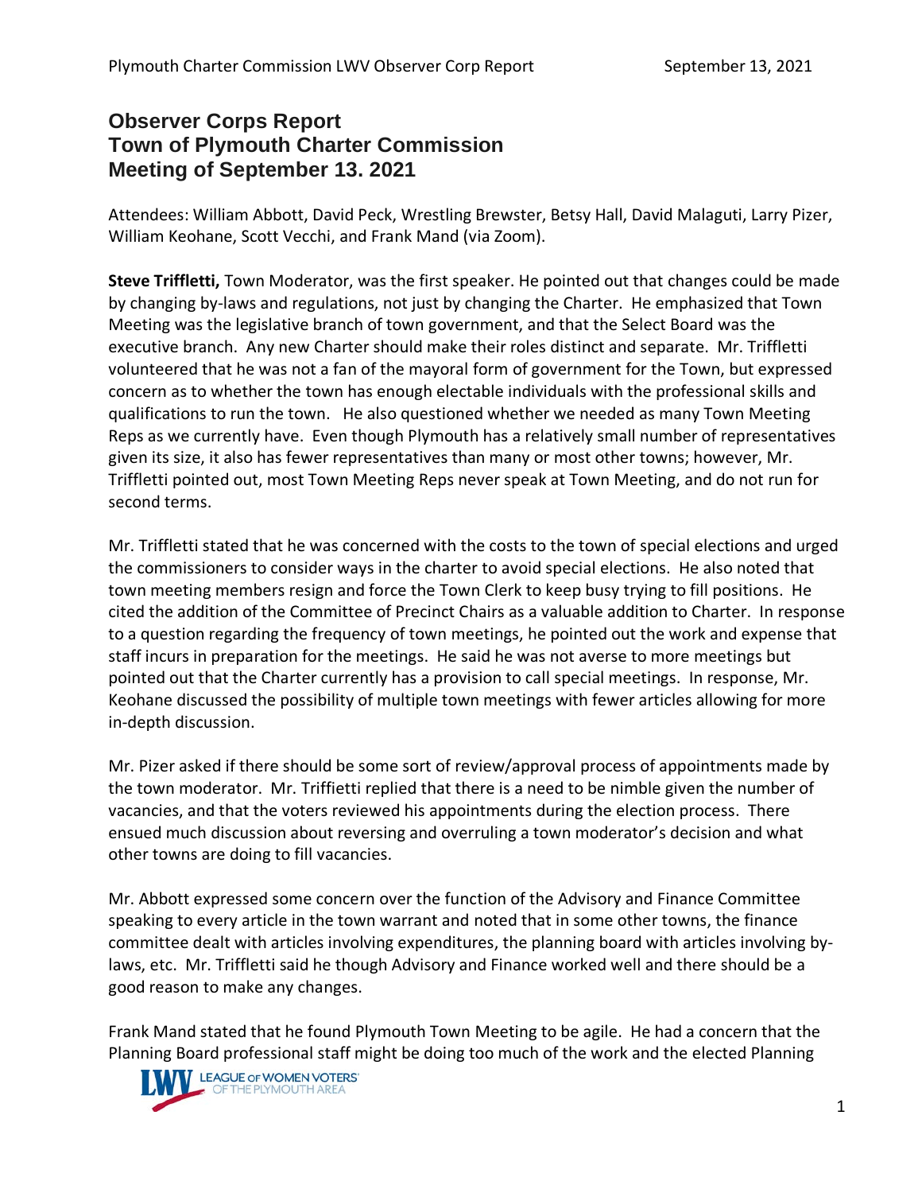# Observer Corps Report
# Town of Plymouth Charter Commission
# Meeting of September 13. 2021

Attendees: William Abbott, David Peck, Wrestling Brewster, Betsy Hall, David Malaguti, Larry Pizer, William Keohane, Scott Vecchi, and Frank Mand (via Zoom).

**Steve Triffletti,** Town Moderator, was the first speaker. He pointed out that changes could be made by changing by-laws and regulations, not just by changing the Charter. He emphasized that Town Meeting was the legislative branch of town government, and that the Select Board was the executive branch. Any new Charter should make their roles distinct and separate. Mr. Triffletti volunteered that he was not a fan of the mayoral form of government for the Town, but expressed concern as to whether the town has enough electable individuals with the professional skills and qualifications to run the town. He also questioned whether we needed as many Town Meeting Reps as we currently have. Even though Plymouth has a relatively small number of representatives given its size, it also has fewer representatives than many or most other towns; however, Mr. Triffletti pointed out, most Town Meeting Reps never speak at Town Meeting, and do not run for second terms.

Mr. Triffletti stated that he was concerned with the costs to the town of special elections and urged the commissioners to consider ways in the charter to avoid special elections. He also noted that town meeting members resign and force the Town Clerk to keep busy trying to fill positions. He cited the addition of the Committee of Precinct Chairs as a valuable addition to Charter. In response to a question regarding the frequency of town meetings, he pointed out the work and expense that staff incurs in preparation for the meetings. He said he was not averse to more meetings but pointed out that the Charter currently has a provision to call special meetings. In response, Mr. Keohane discussed the possibility of multiple town meetings with fewer articles allowing for more in-depth discussion.

Mr. Pizer asked if there should be some sort of review/approval process of appointments made by the town moderator. Mr. Triffietti replied that there is a need to be nimble given the number of vacancies, and that the voters reviewed his appointments during the election process. There ensued much discussion about reversing and overruling a town moderator's decision and what other towns are doing to fill vacancies.

Mr. Abbott expressed some concern over the function of the Advisory and Finance Committee speaking to every article in the town warrant and noted that in some other towns, the finance committee dealt with articles involving expenditures, the planning board with articles involving by-laws, etc. Mr. Triffletti said he though Advisory and Finance worked well and there should be a good reason to make any changes.

Frank Mand stated that he found Plymouth Town Meeting to be agile. He had a concern that the Planning Board professional staff might be doing too much of the work and the elected Planning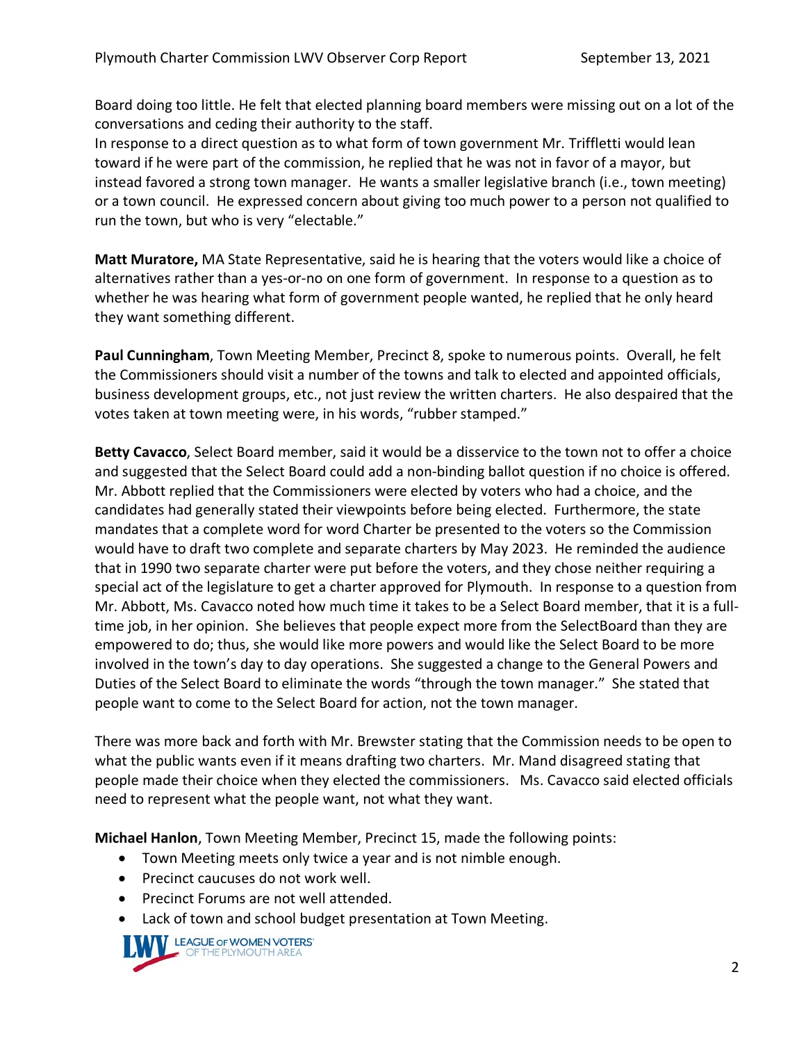Board doing too little. He felt that elected planning board members were missing out on a lot of the conversations and ceding their authority to the staff.
In response to a direct question as to what form of town government Mr. Triffletti would lean toward if he were part of the commission, he replied that he was not in favor of a mayor, but instead favored a strong town manager. He wants a smaller legislative branch (i.e., town meeting) or a town council. He expressed concern about giving too much power to a person not qualified to run the town, but who is very "electable."

**Matt Muratore,** MA State Representative, said he is hearing that the voters would like a choice of alternatives rather than a yes-or-no on one form of government. In response to a question as to whether he was hearing what form of government people wanted, he replied that he only heard they want something different.

**Paul Cunningham**, Town Meeting Member, Precinct 8, spoke to numerous points. Overall, he felt the Commissioners should visit a number of the towns and talk to elected and appointed officials, business development groups, etc., not just review the written charters. He also despaired that the votes taken at town meeting were, in his words, "rubber stamped."

**Betty Cavacco**, Select Board member, said it would be a disservice to the town not to offer a choice and suggested that the Select Board could add a non-binding ballot question if no choice is offered. Mr. Abbott replied that the Commissioners were elected by voters who had a choice, and the candidates had generally stated their viewpoints before being elected. Furthermore, the state mandates that a complete word for word Charter be presented to the voters so the Commission would have to draft two complete and separate charters by May 2023. He reminded the audience that in 1990 two separate charter were put before the voters, and they chose neither requiring a special act of the legislature to get a charter approved for Plymouth. In response to a question from Mr. Abbott, Ms. Cavacco noted how much time it takes to be a Select Board member, that it is a full-time job, in her opinion. She believes that people expect more from the SelectBoard than they are empowered to do; thus, she would like more powers and would like the Select Board to be more involved in the town's day to day operations. She suggested a change to the General Powers and Duties of the Select Board to eliminate the words "through the town manager." She stated that people want to come to the Select Board for action, not the town manager.

There was more back and forth with Mr. Brewster stating that the Commission needs to be open to what the public wants even if it means drafting two charters. Mr. Mand disagreed stating that people made their choice when they elected the commissioners. Ms. Cavacco said elected officials need to represent what the people want, not what they want.

**Michael Hanlon**, Town Meeting Member, Precinct 15, made the following points:

- Town Meeting meets only twice a year and is not nimble enough.
- Precinct caucuses do not work well.
- Precinct Forums are not well attended.
- Lack of town and school budget presentation at Town Meeting.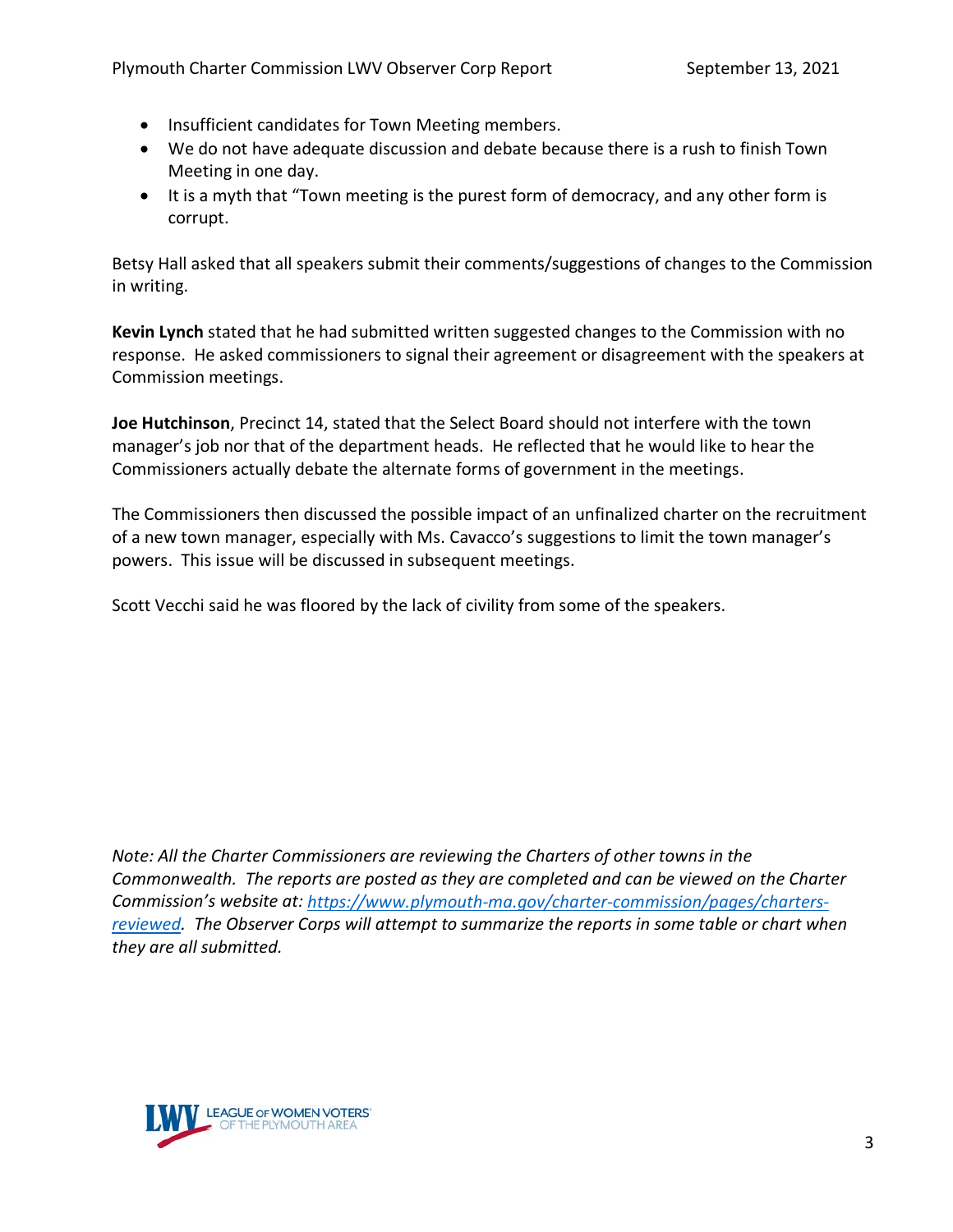- Insufficient candidates for Town Meeting members.
- We do not have adequate discussion and debate because there is a rush to finish Town Meeting in one day.
- It is a myth that "Town meeting is the purest form of democracy, and any other form is corrupt.

Betsy Hall asked that all speakers submit their comments/suggestions of changes to the Commission in writing.

**Kevin Lynch** stated that he had submitted written suggested changes to the Commission with no response. He asked commissioners to signal their agreement or disagreement with the speakers at Commission meetings.

**Joe Hutchinson**, Precinct 14, stated that the Select Board should not interfere with the town manager's job nor that of the department heads. He reflected that he would like to hear the Commissioners actually debate the alternate forms of government in the meetings.

The Commissioners then discussed the possible impact of an unfinalized charter on the recruitment of a new town manager, especially with Ms. Cavacco's suggestions to limit the town manager's powers. This issue will be discussed in subsequent meetings.

Scott Vecchi said he was floored by the lack of civility from some of the speakers.

*Note: All the Charter Commissioners are reviewing the Charters of other towns in the Commonwealth. The reports are posted as they are completed and can be viewed on the Charter Commission's website at: [https://www.plymouth-ma.gov/charter-commission/pages/charters-reviewed](https://www.plymouth-ma.gov/charter-commission/pages/charters-reviewed). The Observer Corps will attempt to summarize the reports in some table or chart when they are all submitted.*

LWV LEAGUE OF WOMEN VOTERS OF THE PLYMOUTH AREA